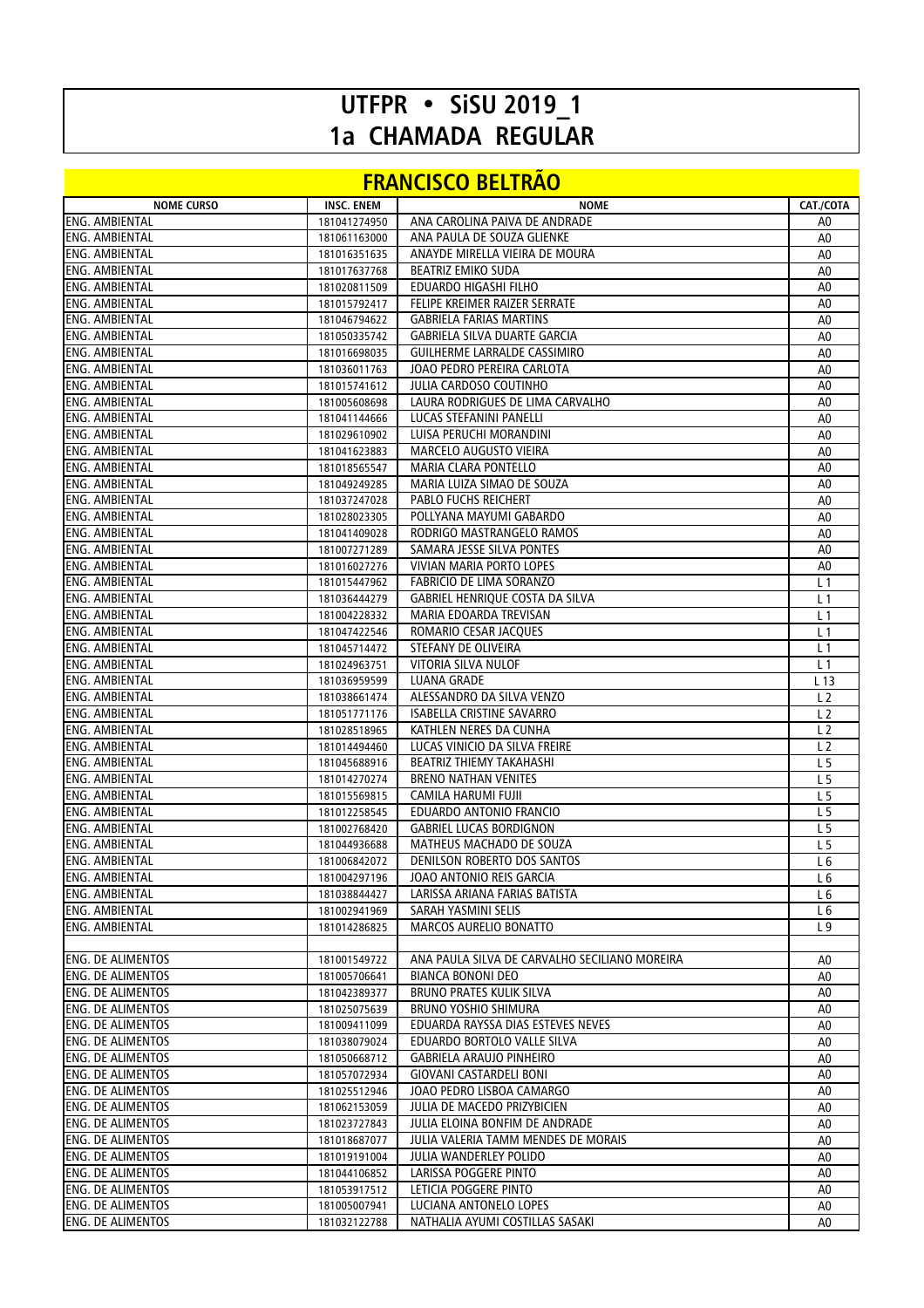# UTFPR • SiSU 2019_1
# 1a CHAMADA REGULAR

## FRANCISCO BELTRÃO

| NOME CURSO | INSC. ENEM | NOME | CAT./COTA |
|---|---|---|---|
| ENG. AMBIENTAL | 181041274950 | ANA CAROLINA PAIVA DE ANDRADE | A0 |
| ENG. AMBIENTAL | 181061163000 | ANA PAULA DE SOUZA GLIENKE | A0 |
| ENG. AMBIENTAL | 181016351635 | ANAYDE MIRELLA VIEIRA DE MOURA | A0 |
| ENG. AMBIENTAL | 181017637768 | BEATRIZ EMIKO SUDA | A0 |
| ENG. AMBIENTAL | 181020811509 | EDUARDO HIGASHI FILHO | A0 |
| ENG. AMBIENTAL | 181015792417 | FELIPE KREIMER RAIZER SERRATE | A0 |
| ENG. AMBIENTAL | 181046794622 | GABRIELA FARIAS MARTINS | A0 |
| ENG. AMBIENTAL | 181050335742 | GABRIELA SILVA DUARTE GARCIA | A0 |
| ENG. AMBIENTAL | 181016698035 | GUILHERME LARRALDE CASSIMIRO | A0 |
| ENG. AMBIENTAL | 181036011763 | JOAO PEDRO PEREIRA CARLOTA | A0 |
| ENG. AMBIENTAL | 181015741612 | JULIA CARDOSO COUTINHO | A0 |
| ENG. AMBIENTAL | 181005608698 | LAURA RODRIGUES DE LIMA CARVALHO | A0 |
| ENG. AMBIENTAL | 181041144666 | LUCAS STEFANINI PANELLI | A0 |
| ENG. AMBIENTAL | 181029610902 | LUISA PERUCHI MORANDINI | A0 |
| ENG. AMBIENTAL | 181041623883 | MARCELO AUGUSTO VIEIRA | A0 |
| ENG. AMBIENTAL | 181018565547 | MARIA CLARA PONTELLO | A0 |
| ENG. AMBIENTAL | 181049249285 | MARIA LUIZA SIMAO DE SOUZA | A0 |
| ENG. AMBIENTAL | 181037247028 | PABLO FUCHS REICHERT | A0 |
| ENG. AMBIENTAL | 181028023305 | POLLYANA MAYUMI GABARDO | A0 |
| ENG. AMBIENTAL | 181041409028 | RODRIGO MASTRANGELO RAMOS | A0 |
| ENG. AMBIENTAL | 181007271289 | SAMARA JESSE SILVA PONTES | A0 |
| ENG. AMBIENTAL | 181016027276 | VIVIAN MARIA PORTO LOPES | A0 |
| ENG. AMBIENTAL | 181015447962 | FABRICIO DE LIMA SORANZO | L 1 |
| ENG. AMBIENTAL | 181036444279 | GABRIEL HENRIQUE COSTA DA SILVA | L 1 |
| ENG. AMBIENTAL | 181004228332 | MARIA EDOARDA TREVISAN | L 1 |
| ENG. AMBIENTAL | 181047422546 | ROMARIO CESAR JACQUES | L 1 |
| ENG. AMBIENTAL | 181045714472 | STEFANY DE OLIVEIRA | L 1 |
| ENG. AMBIENTAL | 181024963751 | VITORIA SILVA NULOF | L 1 |
| ENG. AMBIENTAL | 181036959599 | LUANA GRADE | L 13 |
| ENG. AMBIENTAL | 181038661474 | ALESSANDRO DA SILVA VENZO | L 2 |
| ENG. AMBIENTAL | 181051771176 | ISABELLA CRISTINE SAVARRO | L 2 |
| ENG. AMBIENTAL | 181028518965 | KATHLEN NERES DA CUNHA | L 2 |
| ENG. AMBIENTAL | 181014494460 | LUCAS VINICIO DA SILVA FREIRE | L 2 |
| ENG. AMBIENTAL | 181045688916 | BEATRIZ THIEMY TAKAHASHI | L 5 |
| ENG. AMBIENTAL | 181014270274 | BRENO NATHAN VENITES | L 5 |
| ENG. AMBIENTAL | 181015569815 | CAMILA HARUMI FUJII | L 5 |
| ENG. AMBIENTAL | 181012258545 | EDUARDO ANTONIO FRANCIO | L 5 |
| ENG. AMBIENTAL | 181002768420 | GABRIEL LUCAS BORDIGNON | L 5 |
| ENG. AMBIENTAL | 181044936688 | MATHEUS MACHADO DE SOUZA | L 5 |
| ENG. AMBIENTAL | 181006842072 | DENILSON ROBERTO DOS SANTOS | L 6 |
| ENG. AMBIENTAL | 181004297196 | JOAO ANTONIO REIS GARCIA | L 6 |
| ENG. AMBIENTAL | 181038844427 | LARISSA ARIANA FARIAS BATISTA | L 6 |
| ENG. AMBIENTAL | 181002941969 | SARAH YASMINI SELIS | L 6 |
| ENG. AMBIENTAL | 181014286825 | MARCOS AURELIO BONATTO | L 9 |
| | | | |
| ENG. DE ALIMENTOS | 181001549722 | ANA PAULA SILVA DE CARVALHO SECILIANO MOREIRA | A0 |
| ENG. DE ALIMENTOS | 181005706641 | BIANCA BONONI DEO | A0 |
| ENG. DE ALIMENTOS | 181042389377 | BRUNO PRATES KULIK SILVA | A0 |
| ENG. DE ALIMENTOS | 181025075639 | BRUNO YOSHIO SHIMURA | A0 |
| ENG. DE ALIMENTOS | 181009411099 | EDUARDA RAYSSA DIAS ESTEVES NEVES | A0 |
| ENG. DE ALIMENTOS | 181038079024 | EDUARDO BORTOLO VALLE SILVA | A0 |
| ENG. DE ALIMENTOS | 181050668712 | GABRIELA ARAUJO PINHEIRO | A0 |
| ENG. DE ALIMENTOS | 181057072934 | GIOVANI CASTARDELI BONI | A0 |
| ENG. DE ALIMENTOS | 181025512946 | JOAO PEDRO LISBOA CAMARGO | A0 |
| ENG. DE ALIMENTOS | 181062153059 | JULIA DE MACEDO PRIZYBICIEN | A0 |
| ENG. DE ALIMENTOS | 181023727843 | JULIA ELOINA BONFIM DE ANDRADE | A0 |
| ENG. DE ALIMENTOS | 181018687077 | JULIA VALERIA TAMM MENDES DE MORAIS | A0 |
| ENG. DE ALIMENTOS | 181019191004 | JULIA WANDERLEY POLIDO | A0 |
| ENG. DE ALIMENTOS | 181044106852 | LARISSA POGGERE PINTO | A0 |
| ENG. DE ALIMENTOS | 181053917512 | LETICIA POGGERE PINTO | A0 |
| ENG. DE ALIMENTOS | 181005007941 | LUCIANA ANTONELO LOPES | A0 |
| ENG. DE ALIMENTOS | 181032122788 | NATHALIA AYUMI COSTILLAS SASAKI | A0 |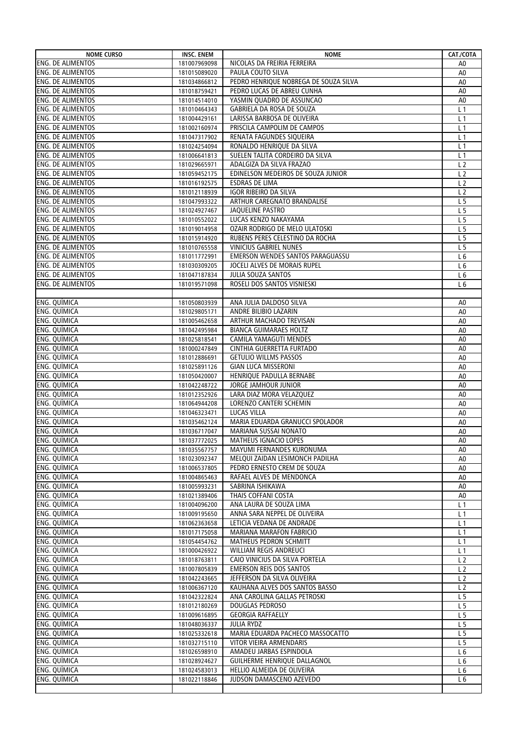| NOME CURSO | INSC. ENEM | NOME | CAT./COTA |
|---|---|---|---|
| ENG. DE ALIMENTOS | 181007969098 | NICOLAS DA FREIRIA FERREIRA | A0 |
| ENG. DE ALIMENTOS | 181015089020 | PAULA COUTO SILVA | A0 |
| ENG. DE ALIMENTOS | 181034866812 | PEDRO HENRIQUE NOBREGA DE SOUZA SILVA | A0 |
| ENG. DE ALIMENTOS | 181018759421 | PEDRO LUCAS DE ABREU CUNHA | A0 |
| ENG. DE ALIMENTOS | 181014514010 | YASMIN QUADRO DE ASSUNCAO | A0 |
| ENG. DE ALIMENTOS | 181010464343 | GABRIELA DA ROSA DE SOUZA | L 1 |
| ENG. DE ALIMENTOS | 181004429161 | LARISSA BARBOSA DE OLIVEIRA | L 1 |
| ENG. DE ALIMENTOS | 181002160974 | PRISCILA CAMPOLIM DE CAMPOS | L 1 |
| ENG. DE ALIMENTOS | 181047317902 | RENATA FAGUNDES SIQUEIRA | L 1 |
| ENG. DE ALIMENTOS | 181024254094 | RONALDO HENRIQUE DA SILVA | L 1 |
| ENG. DE ALIMENTOS | 181006641813 | SUELEN TALITA CORDEIRO DA SILVA | L 1 |
| ENG. DE ALIMENTOS | 181029665971 | ADALGIZA DA SILVA FRAZAO | L 2 |
| ENG. DE ALIMENTOS | 181059452175 | EDINELSON MEDEIROS DE SOUZA JUNIOR | L 2 |
| ENG. DE ALIMENTOS | 181016192575 | ESDRAS DE LIMA | L 2 |
| ENG. DE ALIMENTOS | 181012118939 | IGOR RIBEIRO DA SILVA | L 2 |
| ENG. DE ALIMENTOS | 181047993322 | ARTHUR CAREGNATO BRANDALISE | L 5 |
| ENG. DE ALIMENTOS | 181024927467 | JAQUELINE PASTRO | L 5 |
| ENG. DE ALIMENTOS | 181010552022 | LUCAS KENZO NAKAYAMA | L 5 |
| ENG. DE ALIMENTOS | 181019014958 | OZAIR RODRIGO DE MELO ULATOSKI | L 5 |
| ENG. DE ALIMENTOS | 181015914920 | RUBENS PERES CELESTINO DA ROCHA | L 5 |
| ENG. DE ALIMENTOS | 181010765558 | VINICIUS GABRIEL NUNES | L 5 |
| ENG. DE ALIMENTOS | 181011772991 | EMERSON WENDES SANTOS PARAGUASSU | L 6 |
| ENG. DE ALIMENTOS | 181030309205 | JOCELI ALVES DE MORAIS RUPEL | L 6 |
| ENG. DE ALIMENTOS | 181047187834 | JULIA SOUZA SANTOS | L 6 |
| ENG. DE ALIMENTOS | 181019571098 | ROSELI DOS SANTOS VISNIESKI | L 6 |
| | | | |
| ENG. QUÍMICA | 181050803939 | ANA JULIA DALDOSO SILVA | A0 |
| ENG. QUÍMICA | 181029805171 | ANDRE BILIBIO LAZARIN | A0 |
| ENG. QUÍMICA | 181005462658 | ARTHUR MACHADO TREVISAN | A0 |
| ENG. QUÍMICA | 181042495984 | BIANCA GUIMARAES HOLTZ | A0 |
| ENG. QUÍMICA | 181025818541 | CAMILA YAMAGUTI MENDES | A0 |
| ENG. QUÍMICA | 181000247849 | CINTHIA GUERRETTA FURTADO | A0 |
| ENG. QUÍMICA | 181012886691 | GETULIO WILLMS PASSOS | A0 |
| ENG. QUÍMICA | 181025891126 | GIAN LUCA MISSERONI | A0 |
| ENG. QUÍMICA | 181050420007 | HENRIQUE PADULLA BERNABE | A0 |
| ENG. QUÍMICA | 181042248722 | JORGE JAMHOUR JUNIOR | A0 |
| ENG. QUÍMICA | 181012352926 | LARA DIAZ MORA VELAZQUEZ | A0 |
| ENG. QUÍMICA | 181064944208 | LORENZO CANTERI SCHEMIN | A0 |
| ENG. QUÍMICA | 181046323471 | LUCAS VILLA | A0 |
| ENG. QUÍMICA | 181035462124 | MARIA EDUARDA GRANUCCI SPOLADOR | A0 |
| ENG. QUÍMICA | 181036717047 | MARIANA SUSSAI NONATO | A0 |
| ENG. QUÍMICA | 181037772025 | MATHEUS IGNACIO LOPES | A0 |
| ENG. QUÍMICA | 181035567757 | MAYUMI FERNANDES KURONUMA | A0 |
| ENG. QUÍMICA | 181023092347 | MELQUI ZAIDAN LESIMONCH PADILHA | A0 |
| ENG. QUÍMICA | 181006537805 | PEDRO ERNESTO CREM DE SOUZA | A0 |
| ENG. QUÍMICA | 181004865463 | RAFAEL ALVES DE MENDONCA | A0 |
| ENG. QUÍMICA | 181005993231 | SABRINA ISHIKAWA | A0 |
| ENG. QUÍMICA | 181021389406 | THAIS COFFANI COSTA | A0 |
| ENG. QUÍMICA | 181004096200 | ANA LAURA DE SOUZA LIMA | L 1 |
| ENG. QUÍMICA | 181009195650 | ANNA SARA NEPPEL DE OLIVEIRA | L 1 |
| ENG. QUÍMICA | 181062363658 | LETICIA VEDANA DE ANDRADE | L 1 |
| ENG. QUÍMICA | 181017175058 | MARIANA MARAFON FABRICIO | L 1 |
| ENG. QUÍMICA | 181054454762 | MATHEUS PEDRON SCHMITT | L 1 |
| ENG. QUÍMICA | 181000426922 | WILLIAM REGIS ANDREUCI | L 1 |
| ENG. QUÍMICA | 181018763811 | CAIO VINICIUS DA SILVA PORTELA | L 2 |
| ENG. QUÍMICA | 181007805839 | EMERSON REIS DOS SANTOS | L 2 |
| ENG. QUÍMICA | 181042243665 | JEFFERSON DA SILVA OLIVEIRA | L 2 |
| ENG. QUÍMICA | 181006367120 | KAUHANA ALVES DOS SANTOS BASSO | L 2 |
| ENG. QUÍMICA | 181042322824 | ANA CAROLINA GALLAS PETROSKI | L 5 |
| ENG. QUÍMICA | 181012180269 | DOUGLAS PEDROSO | L 5 |
| ENG. QUÍMICA | 181009616895 | GEORGIA RAFFAELLY | L 5 |
| ENG. QUÍMICA | 181048036337 | JULIA RYDZ | L 5 |
| ENG. QUÍMICA | 181025332618 | MARIA EDUARDA PACHECO MASSOCATTO | L 5 |
| ENG. QUÍMICA | 181032715110 | VITOR VIEIRA ARMENDARIS | L 5 |
| ENG. QUÍMICA | 181026598910 | AMADEU JARBAS ESPINDOLA | L 6 |
| ENG. QUÍMICA | 181028924627 | GUILHERME HENRIQUE DALLAGNOL | L 6 |
| ENG. QUÍMICA | 181024583013 | HELLIO ALMEIDA DE OLIVEIRA | L 6 |
| ENG. QUÍMICA | 181022118846 | JUDSON DAMASCENO AZEVEDO | L 6 |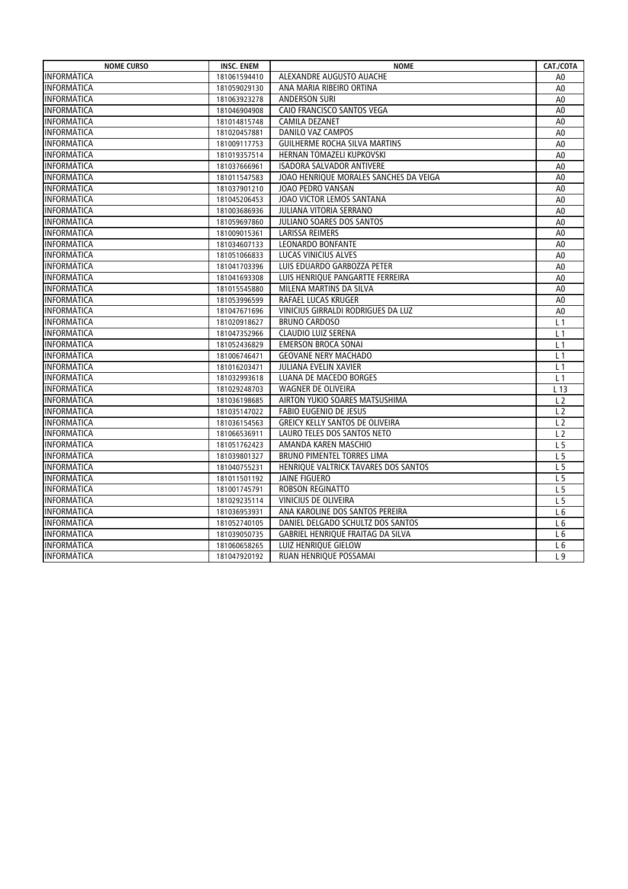| NOME CURSO | INSC. ENEM | NOME | CAT./COTA |
|---|---|---|---|
| INFORMÁTICA | 181061594410 | ALEXANDRE AUGUSTO AUACHE | A0 |
| INFORMÁTICA | 181059029130 | ANA MARIA RIBEIRO ORTINA | A0 |
| INFORMÁTICA | 181063923278 | ANDERSON SURI | A0 |
| INFORMÁTICA | 181046904908 | CAIO FRANCISCO SANTOS VEGA | A0 |
| INFORMÁTICA | 181014815748 | CAMILA DEZANET | A0 |
| INFORMÁTICA | 181020457881 | DANILO VAZ CAMPOS | A0 |
| INFORMÁTICA | 181009117753 | GUILHERME ROCHA SILVA MARTINS | A0 |
| INFORMÁTICA | 181019357514 | HERNAN TOMAZELI KUPKOVSKI | A0 |
| INFORMÁTICA | 181037666961 | ISADORA SALVADOR ANTIVERE | A0 |
| INFORMÁTICA | 181011547583 | JOAO HENRIQUE MORALES SANCHES DA VEIGA | A0 |
| INFORMÁTICA | 181037901210 | JOAO PEDRO VANSAN | A0 |
| INFORMÁTICA | 181045206453 | JOAO VICTOR LEMOS SANTANA | A0 |
| INFORMÁTICA | 181003686936 | JULIANA VITORIA SERRANO | A0 |
| INFORMÁTICA | 181059697860 | JULIANO SOARES DOS SANTOS | A0 |
| INFORMÁTICA | 181009015361 | LARISSA REIMERS | A0 |
| INFORMÁTICA | 181034607133 | LEONARDO BONFANTE | A0 |
| INFORMÁTICA | 181051066833 | LUCAS VINICIUS ALVES | A0 |
| INFORMÁTICA | 181041703396 | LUIS EDUARDO GARBOZZA PETER | A0 |
| INFORMÁTICA | 181041693308 | LUIS HENRIQUE PANGARTTE FERREIRA | A0 |
| INFORMÁTICA | 181015545880 | MILENA MARTINS DA SILVA | A0 |
| INFORMÁTICA | 181053996599 | RAFAEL LUCAS KRUGER | A0 |
| INFORMÁTICA | 181047671696 | VINICIUS GIRRALDI RODRIGUES DA LUZ | A0 |
| INFORMÁTICA | 181020918627 | BRUNO CARDOSO | L 1 |
| INFORMÁTICA | 181047352966 | CLAUDIO LUIZ SERENA | L 1 |
| INFORMÁTICA | 181052436829 | EMERSON BROCA SONAI | L 1 |
| INFORMÁTICA | 181006746471 | GEOVANE NERY MACHADO | L 1 |
| INFORMÁTICA | 181016203471 | JULIANA EVELIN XAVIER | L 1 |
| INFORMÁTICA | 181032993618 | LUANA DE MACEDO BORGES | L 1 |
| INFORMÁTICA | 181029248703 | WAGNER DE OLIVEIRA | L 13 |
| INFORMÁTICA | 181036198685 | AIRTON YUKIO SOARES MATSUSHIMA | L 2 |
| INFORMÁTICA | 181035147022 | FABIO EUGENIO DE JESUS | L 2 |
| INFORMÁTICA | 181036154563 | GREICY KELLY SANTOS DE OLIVEIRA | L 2 |
| INFORMÁTICA | 181066536911 | LAURO TELES DOS SANTOS NETO | L 2 |
| INFORMÁTICA | 181051762423 | AMANDA KAREN MASCHIO | L 5 |
| INFORMÁTICA | 181039801327 | BRUNO PIMENTEL TORRES LIMA | L 5 |
| INFORMÁTICA | 181040755231 | HENRIQUE VALTRICK TAVARES DOS SANTOS | L 5 |
| INFORMÁTICA | 181011501192 | JAINE FIGUERO | L 5 |
| INFORMÁTICA | 181001745791 | ROBSON REGINATTO | L 5 |
| INFORMÁTICA | 181029235114 | VINICIUS DE OLIVEIRA | L 5 |
| INFORMÁTICA | 181036953931 | ANA KAROLINE DOS SANTOS PEREIRA | L 6 |
| INFORMÁTICA | 181052740105 | DANIEL DELGADO SCHULTZ DOS SANTOS | L 6 |
| INFORMÁTICA | 181039050735 | GABRIEL HENRIQUE FRAITAG DA SILVA | L 6 |
| INFORMÁTICA | 181060658265 | LUIZ HENRIQUE GIELOW | L 6 |
| INFORMÁTICA | 181047920192 | RUAN HENRIQUE POSSAMAI | L 9 |